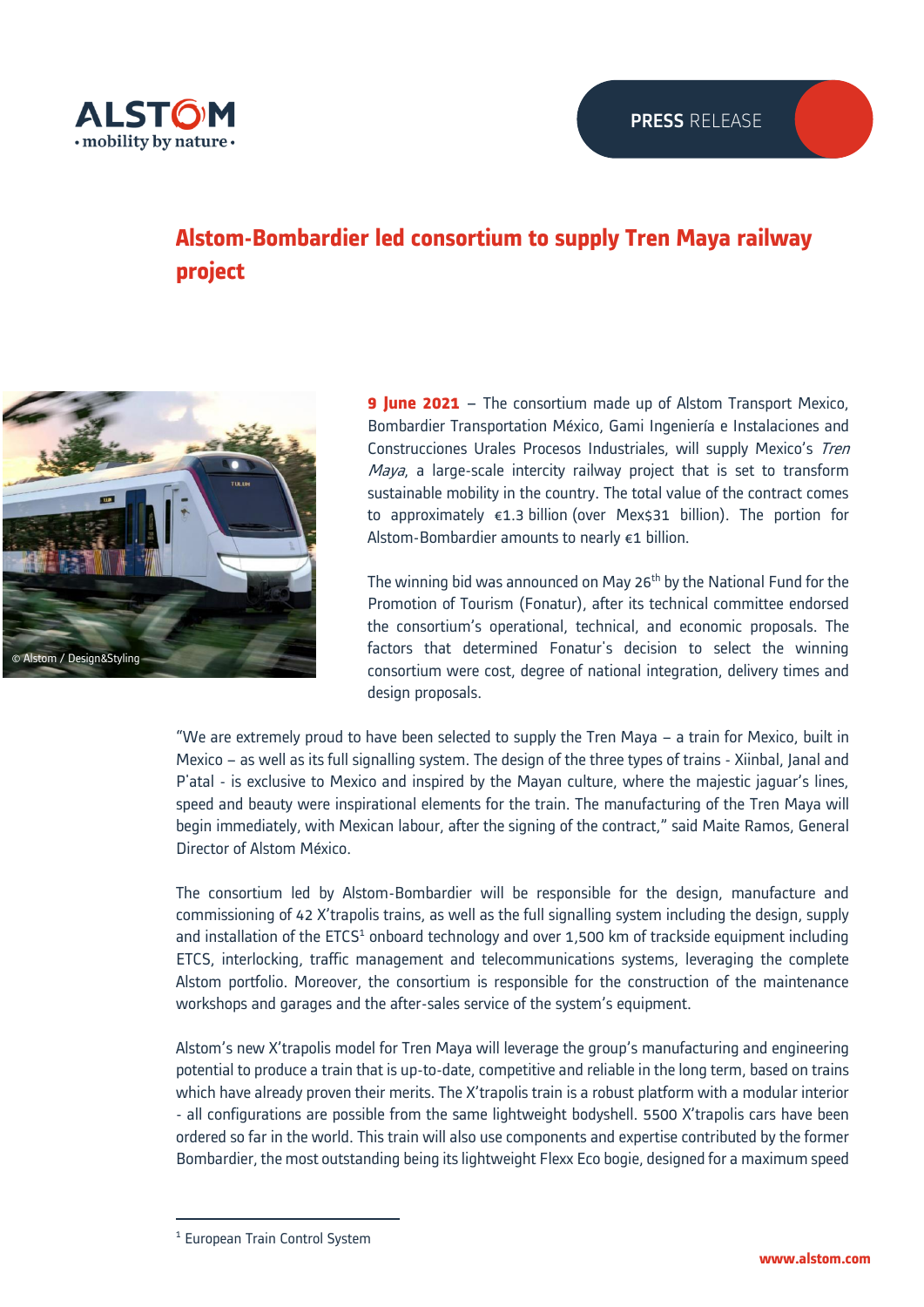ALSTOM
• mobility by nature •

**PRESS** RELEASE

# Alstom-Bombardier led consortium to supply Tren Maya railway project

© Alstom / Design&Styling

**9 June 2021** – The consortium made up of Alstom Transport Mexico, Bombardier Transportation México, Gami Ingeniería e Instalaciones and Construcciones Urales Procesos Industriales, will supply Mexico's *Tren Maya*, a large-scale intercity railway project that is set to transform sustainable mobility in the country. The total value of the contract comes to approximately €1.3 billion (over Mex$31 billion). The portion for Alstom-Bombardier amounts to nearly €1 billion.

The winning bid was announced on May 26th by the National Fund for the Promotion of Tourism (Fonatur), after its technical committee endorsed the consortium's operational, technical, and economic proposals. The factors that determined Fonatur's decision to select the winning consortium were cost, degree of national integration, delivery times and design proposals.

"We are extremely proud to have been selected to supply the Tren Maya – a train for Mexico, built in Mexico – as well as its full signalling system. The design of the three types of trains - Xiinbal, Janal and P'atal - is exclusive to Mexico and inspired by the Mayan culture, where the majestic jaguar's lines, speed and beauty were inspirational elements for the train. The manufacturing of the Tren Maya will begin immediately, with Mexican labour, after the signing of the contract," said Maite Ramos, General Director of Alstom México.

The consortium led by Alstom-Bombardier will be responsible for the design, manufacture and commissioning of 42 X'trapolis trains, as well as the full signalling system including the design, supply and installation of the ETCS[1] onboard technology and over 1,500 km of trackside equipment including ETCS, interlocking, traffic management and telecommunications systems, leveraging the complete Alstom portfolio. Moreover, the consortium is responsible for the construction of the maintenance workshops and garages and the after-sales service of the system's equipment.

Alstom's new X'trapolis model for Tren Maya will leverage the group's manufacturing and engineering potential to produce a train that is up-to-date, competitive and reliable in the long term, based on trains which have already proven their merits. The X'trapolis train is a robust platform with a modular interior - all configurations are possible from the same lightweight bodyshell. 5500 X'trapolis cars have been ordered so far in the world. This train will also use components and expertise contributed by the former Bombardier, the most outstanding being its lightweight Flexx Eco bogie, designed for a maximum speed

[1] European Train Control System

www.alstom.com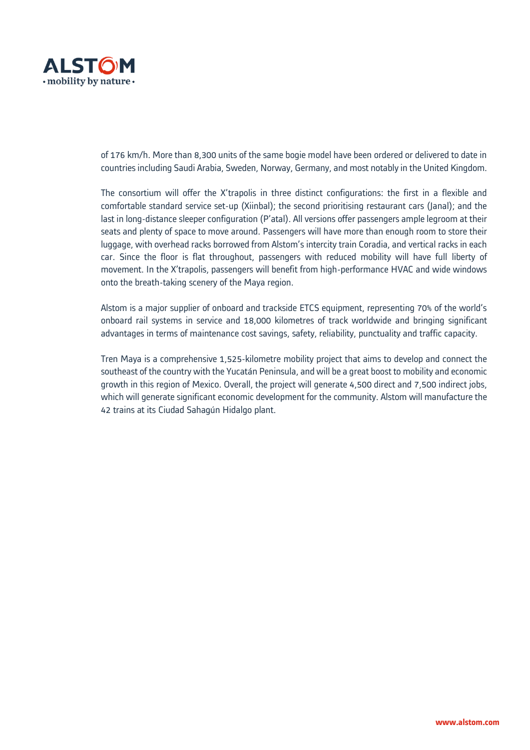of 176 km/h. More than 8,300 units of the same bogie model have been ordered or delivered to date in countries including Saudi Arabia, Sweden, Norway, Germany, and most notably in the United Kingdom.

The consortium will offer the X'trapolis in three distinct configurations: the first in a flexible and comfortable standard service set-up (Xiinbal); the second prioritising restaurant cars (Janal); and the last in long-distance sleeper configuration (P'atal). All versions offer passengers ample legroom at their seats and plenty of space to move around. Passengers will have more than enough room to store their luggage, with overhead racks borrowed from Alstom's intercity train Coradia, and vertical racks in each car. Since the floor is flat throughout, passengers with reduced mobility will have full liberty of movement. In the X'trapolis, passengers will benefit from high-performance HVAC and wide windows onto the breath-taking scenery of the Maya region.

Alstom is a major supplier of onboard and trackside ETCS equipment, representing 70% of the world's onboard rail systems in service and 18,000 kilometres of track worldwide and bringing significant advantages in terms of maintenance cost savings, safety, reliability, punctuality and traffic capacity.

Tren Maya is a comprehensive 1,525-kilometre mobility project that aims to develop and connect the southeast of the country with the Yucatán Peninsula, and will be a great boost to mobility and economic growth in this region of Mexico. Overall, the project will generate 4,500 direct and 7,500 indirect jobs, which will generate significant economic development for the community. Alstom will manufacture the 42 trains at its Ciudad Sahagún Hidalgo plant.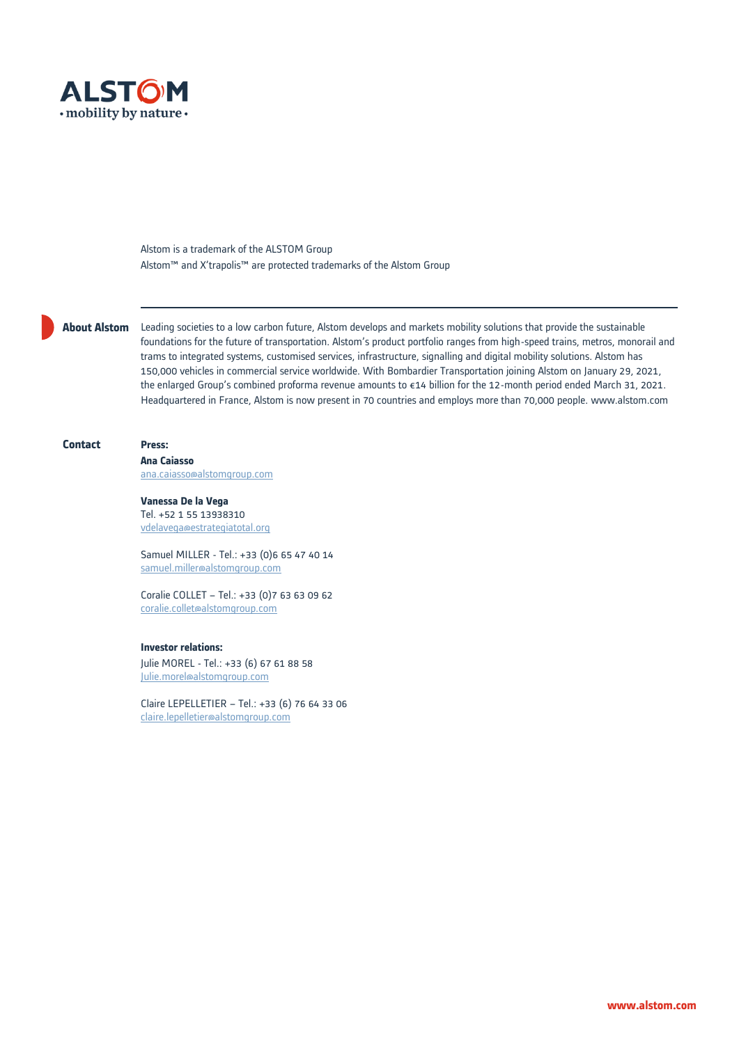Alstom is a trademark of the ALSTOM Group
Alstom™ and X'trapolis™ are protected trademarks of the Alstom Group

**About Alstom**

Leading societies to a low carbon future, Alstom develops and markets mobility solutions that provide the sustainable foundations for the future of transportation. Alstom's product portfolio ranges from high-speed trains, metros, monorail and trams to integrated systems, customised services, infrastructure, signalling and digital mobility solutions. Alstom has 150,000 vehicles in commercial service worldwide. With Bombardier Transportation joining Alstom on January 29, 2021, the enlarged Group's combined proforma revenue amounts to €14 billion for the 12-month period ended March 31, 2021. Headquartered in France, Alstom is now present in 70 countries and employs more than 70,000 people. www.alstom.com

**Contact**

**Press:**

**Ana Caiasso**
ana.caiasso@alstomgroup.com

**Vanessa De la Vega**
Tel. +52 1 55 13938310
vdelavega@estrategiatotal.org

Samuel MILLER - Tel.: +33 (0)6 65 47 40 14
samuel.miller@alstomgroup.com

Coralie COLLET – Tel.: +33 (0)7 63 63 09 62
coralie.collet@alstomgroup.com

**Investor relations:**

Julie MOREL - Tel.: +33 (6) 67 61 88 58
Julie.morel@alstomgroup.com

Claire LEPELLETIER – Tel.: +33 (6) 76 64 33 06
claire.lepelletier@alstomgroup.com